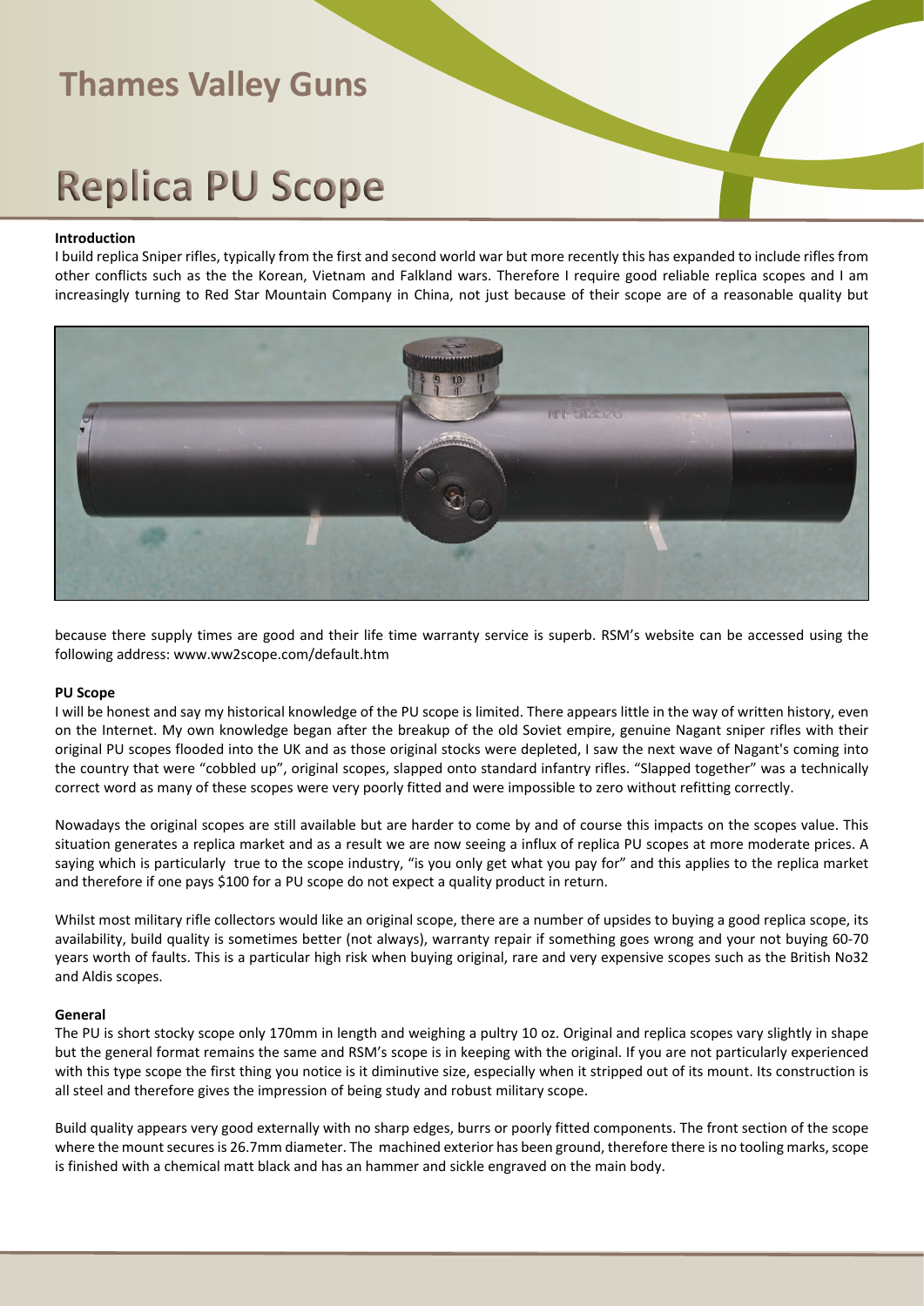# Thames Valley Guns

# Replica PU Scope

**Introduction**

I build replica Sniper rifles, typically from the first and second world war but more recently this has expanded to include rifles from other conflicts such as the the Korean, Vietnam and Falkland wars. Therefore I require good reliable replica scopes and I am increasingly turning to Red Star Mountain Company in China, not just because of their scope are of a reasonable quality but because there supply times are good and their life time warranty service is superb. RSM's website can be accessed using the following address: www.ww2scope.com/default.htm

**PU Scope**

I will be honest and say my historical knowledge of the PU scope is limited. There appears little in the way of written history, even on the Internet. My own knowledge began after the breakup of the old Soviet empire, genuine Nagant sniper rifles with their original PU scopes flooded into the UK and as those original stocks were depleted, I saw the next wave of Nagant's coming into the country that were "cobbled up", original scopes, slapped onto standard infantry rifles. "Slapped together" was a technically correct word as many of these scopes were very poorly fitted and were impossible to zero without refitting correctly.

Nowadays the original scopes are still available but are harder to come by and of course this impacts on the scopes value. This situation generates a replica market and as a result we are now seeing a influx of replica PU scopes at more moderate prices. A saying which is particularly true to the scope industry, "is you only get what you pay for" and this applies to the replica market and therefore if one pays $100 for a PU scope do not expect a quality product in return.

Whilst most military rifle collectors would like an original scope, there are a number of upsides to buying a good replica scope, its availability, build quality is sometimes better (not always), warranty repair if something goes wrong and your not buying 60-70 years worth of faults. This is a particular high risk when buying original, rare and very expensive scopes such as the British No32 and Aldis scopes.

**General**

The PU is short stocky scope only 170mm in length and weighing a pultry 10 oz. Original and replica scopes vary slightly in shape but the general format remains the same and RSM's scope is in keeping with the original. If you are not particularly experienced with this type scope the first thing you notice is it diminutive size, especially when it stripped out of its mount. Its construction is all steel and therefore gives the impression of being study and robust military scope.

Build quality appears very good externally with no sharp edges, burrs or poorly fitted components. The front section of the scope where the mount secures is 26.7mm diameter. The machined exterior has been ground, therefore there is no tooling marks, scope is finished with a chemical matt black and has an hammer and sickle engraved on the main body.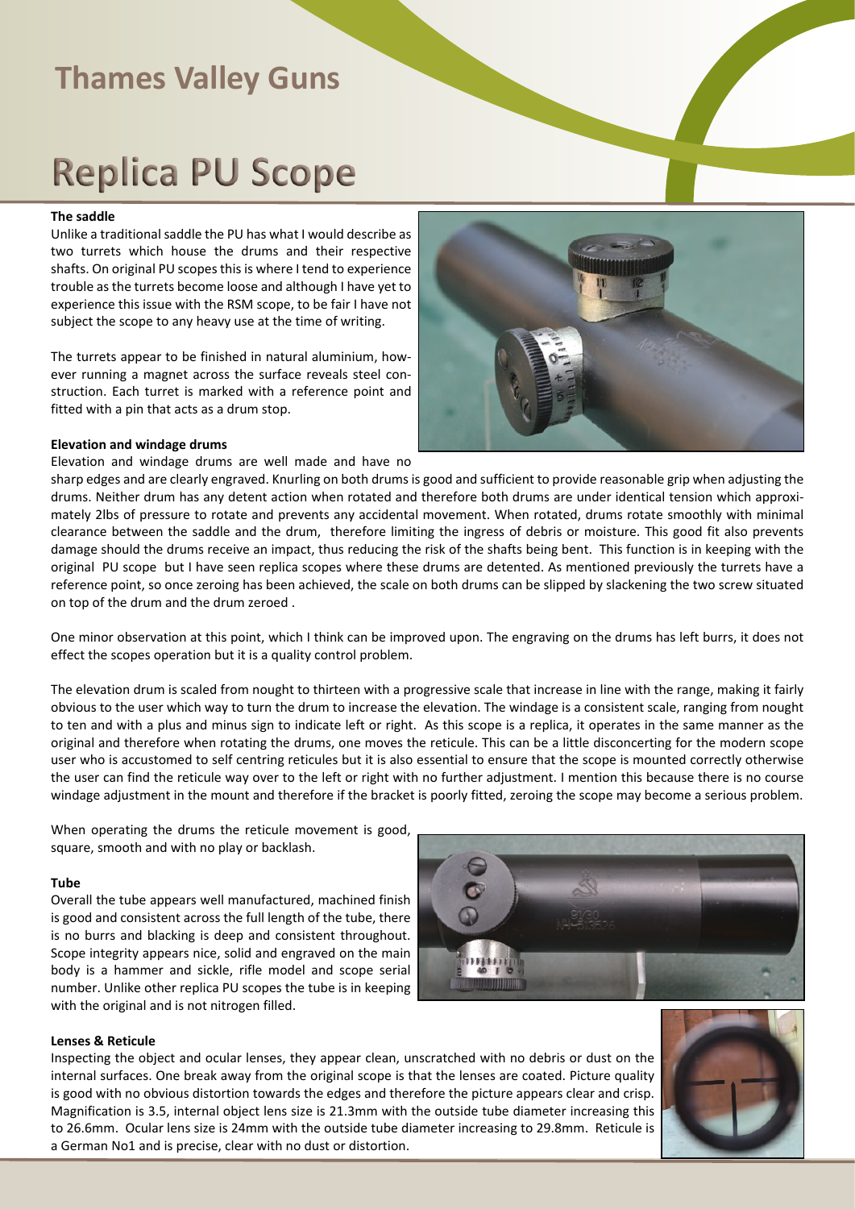# Replica PU Scope

### The saddle

Unlike a traditional saddle the PU has what I would describe as two turrets which house the drums and their respective shafts. On original PU scopes this is where I tend to experience trouble as the turrets become loose and although I have yet to experience this issue with the RSM scope, to be fair I have not subject the scope to any heavy use at the time of writing.

The turrets appear to be finished in natural aluminium, however running a magnet across the surface reveals steel construction. Each turret is marked with a reference point and fitted with a pin that acts as a drum stop.

### Elevation and windage drums

Elevation and windage drums are well made and have no sharp edges and are clearly engraved. Knurling on both drums is good and sufficient to provide reasonable grip when adjusting the drums. Neither drum has any detent action when rotated and therefore both drums are under identical tension which approximately 2lbs of pressure to rotate and prevents any accidental movement. When rotated, drums rotate smoothly with minimal clearance between the saddle and the drum, therefore limiting the ingress of debris or moisture. This good fit also prevents damage should the drums receive an impact, thus reducing the risk of the shafts being bent. This function is in keeping with the original PU scope but I have seen replica scopes where these drums are detented. As mentioned previously the turrets have a reference point, so once zeroing has been achieved, the scale on both drums can be slipped by slackening the two screw situated on top of the drum and the drum zeroed .

One minor observation at this point, which I think can be improved upon. The engraving on the drums has left burrs, it does not effect the scopes operation but it is a quality control problem.

The elevation drum is scaled from nought to thirteen with a progressive scale that increase in line with the range, making it fairly obvious to the user which way to turn the drum to increase the elevation. The windage is a consistent scale, ranging from nought to ten and with a plus and minus sign to indicate left or right. As this scope is a replica, it operates in the same manner as the original and therefore when rotating the drums, one moves the reticule. This can be a little disconcerting for the modern scope user who is accustomed to self centring reticules but it is also essential to ensure that the scope is mounted correctly otherwise the user can find the reticule way over to the left or right with no further adjustment. I mention this because there is no course windage adjustment in the mount and therefore if the bracket is poorly fitted, zeroing the scope may become a serious problem.

When operating the drums the reticule movement is good, square, smooth and with no play or backlash.

### Tube

Overall the tube appears well manufactured, machined finish is good and consistent across the full length of the tube, there is no burrs and blacking is deep and consistent throughout. Scope integrity appears nice, solid and engraved on the main body is a hammer and sickle, rifle model and scope serial number. Unlike other replica PU scopes the tube is in keeping with the original and is not nitrogen filled.

### Lenses & Reticule

Inspecting the object and ocular lenses, they appear clean, unscratched with no debris or dust on the internal surfaces. One break away from the original scope is that the lenses are coated. Picture quality is good with no obvious distortion towards the edges and therefore the picture appears clear and crisp. Magnification is 3.5, internal object lens size is 21.3mm with the outside tube diameter increasing this to 26.6mm. Ocular lens size is 24mm with the outside tube diameter increasing to 29.8mm. Reticule is a German No1 and is precise, clear with no dust or distortion.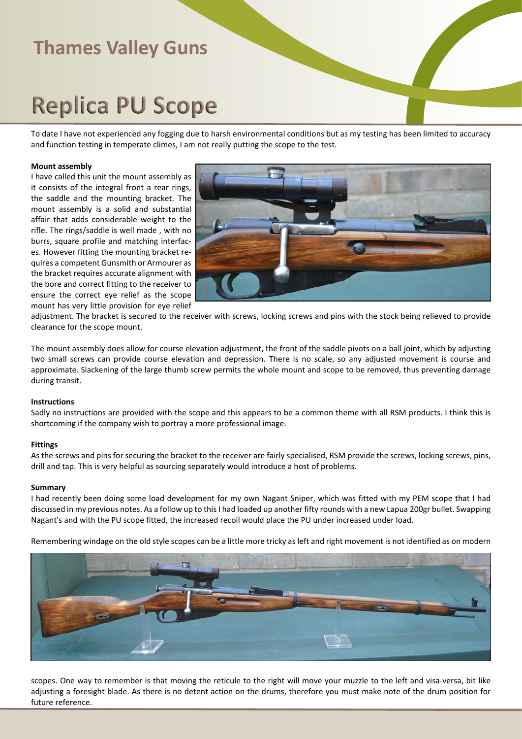# Replica PU Scope

To date I have not experienced any fogging due to harsh environmental conditions but as my testing has been limited to accuracy and function testing in temperate climes, I am not really putting the scope to the test.

**Mount assembly**

I have called this unit the mount assembly as it consists of the integral front a rear rings, the saddle and the mounting bracket. The mount assembly is a solid and substantial affair that adds considerable weight to the rifle. The rings/saddle is well made , with no burrs, square profile and matching interfaces. However fitting the mounting bracket requires a competent Gunsmith or Armourer as the bracket requires accurate alignment with the bore and correct fitting to the receiver to ensure the correct eye relief as the scope mount has very little provision for eye relief adjustment. The bracket is secured to the receiver with screws, locking screws and pins with the stock being relieved to provide clearance for the scope mount.

The mount assembly does allow for course elevation adjustment, the front of the saddle pivots on a ball joint, which by adjusting two small screws can provide course elevation and depression. There is no scale, so any adjusted movement is course and approximate. Slackening of the large thumb screw permits the whole mount and scope to be removed, thus preventing damage during transit.

**Instructions**

Sadly no instructions are provided with the scope and this appears to be a common theme with all RSM products. I think this is shortcoming if the company wish to portray a more professional image.

**Fittings**

As the screws and pins for securing the bracket to the receiver are fairly specialised, RSM provide the screws, locking screws, pins, drill and tap. This is very helpful as sourcing separately would introduce a host of problems.

**Summary**

I had recently been doing some load development for my own Nagant Sniper, which was fitted with my PEM scope that I had discussed in my previous notes. As a follow up to this I had loaded up another fifty rounds with a new Lapua 200gr bullet. Swapping Nagant's and with the PU scope fitted, the increased recoil would place the PU under increased under load.

Remembering windage on the old style scopes can be a little more tricky as left and right movement is not identified as on modern scopes. One way to remember is that moving the reticule to the right will move your muzzle to the left and visa-versa, bit like adjusting a foresight blade. As there is no detent action on the drums, therefore you must make note of the drum position for future reference.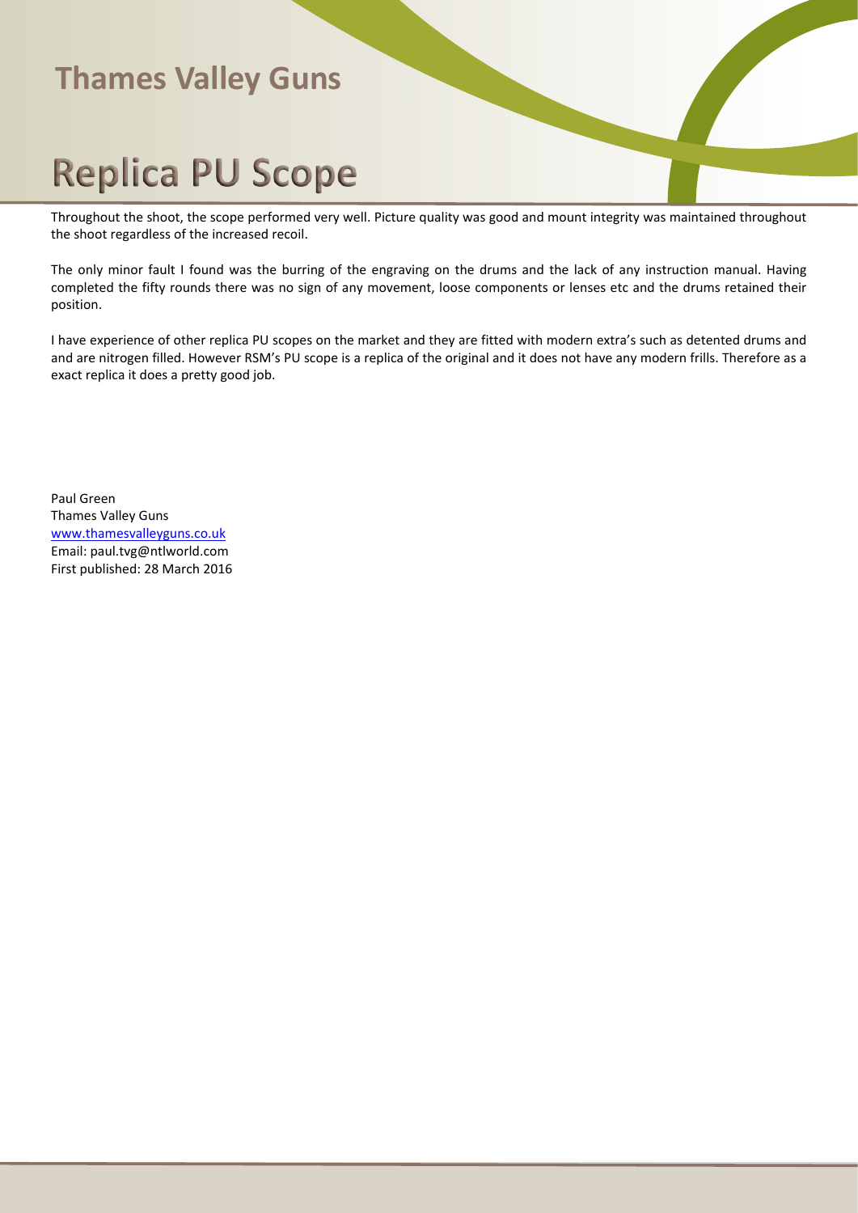# Replica PU Scope

Throughout the shoot, the scope performed very well. Picture quality was good and mount integrity was maintained throughout the shoot regardless of the increased recoil.

The only minor fault I found was the burring of the engraving on the drums and the lack of any instruction manual. Having completed the fifty rounds there was no sign of any movement, loose components or lenses etc and the drums retained their position.

I have experience of other replica PU scopes on the market and they are fitted with modern extra's such as detented drums and and are nitrogen filled. However RSM's PU scope is a replica of the original and it does not have any modern frills. Therefore as a exact replica it does a pretty good job.

Paul Green
Thames Valley Guns
www.thamesvalleyguns.co.uk
Email: paul.tvg@ntlworld.com
First published: 28 March 2016